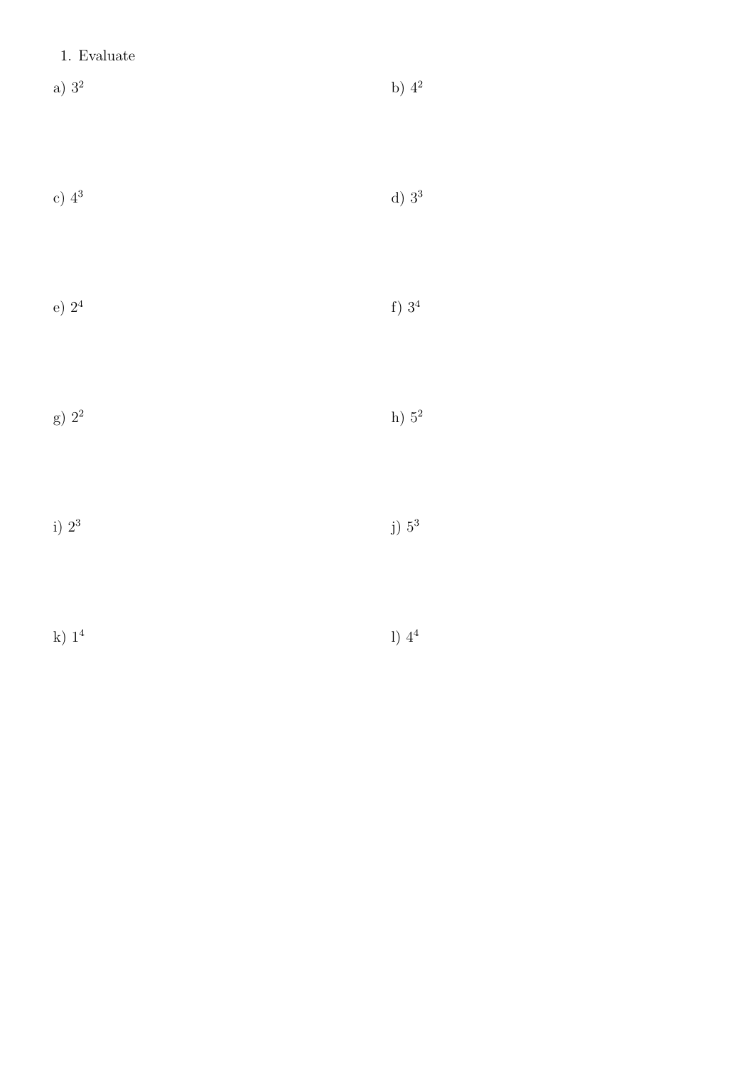1. Evaluate

a) $3^2$

b) $4^2$

c) $4^3$

d) $3^3$

e) $2^4$

f) $3^4$

g) $2^2$

h) $5^2$

i) $2^3$

j) $5^3$

k) $1^4$

l) $4^4$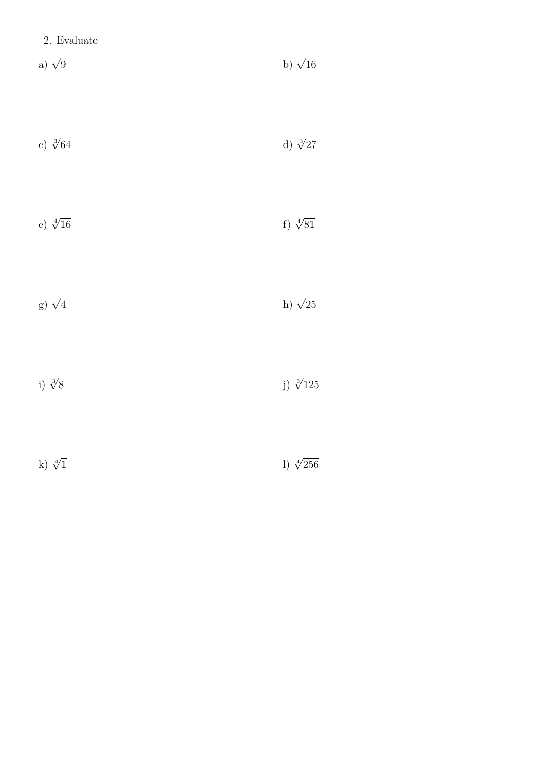2. Evaluate

a) $\sqrt{9}$

b) $\sqrt{16}$

c) $\sqrt[3]{64}$

d) $\sqrt[3]{27}$

e) $\sqrt[4]{16}$

f) $\sqrt[4]{81}$

g) $\sqrt{4}$

h) $\sqrt{25}$

i) $\sqrt[3]{8}$

j) $\sqrt[3]{125}$

k) $\sqrt[4]{1}$

l) $\sqrt[4]{256}$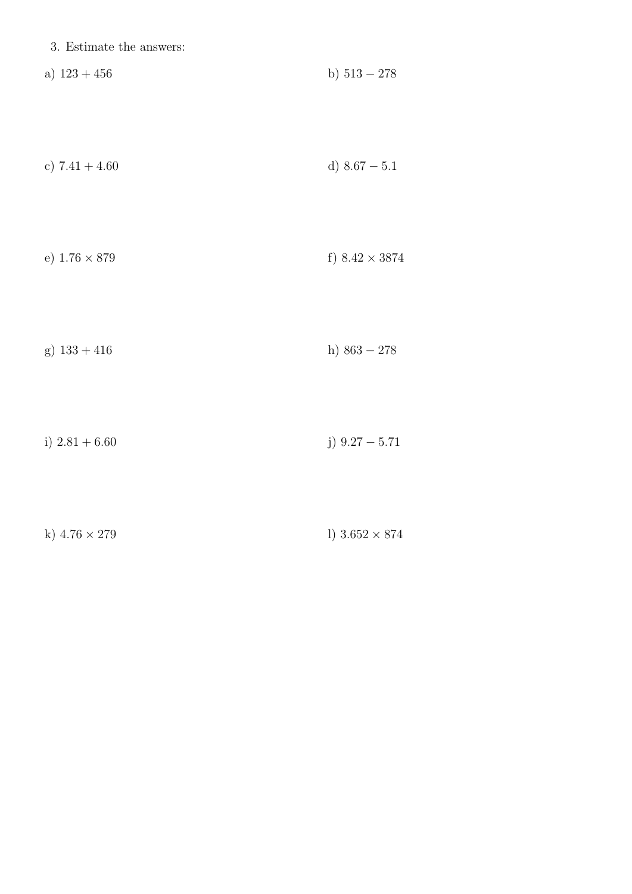3. Estimate the answers:

a) $123 + 456$

b) $513 - 278$

c) $7.41 + 4.60$

d) $8.67 - 5.1$

e) $1.76 \times 879$

f) $8.42 \times 3874$

g) $133 + 416$

h) $863 - 278$

i) $2.81 + 6.60$

j) $9.27 - 5.71$

k) $4.76 \times 279$

l) $3.652 \times 874$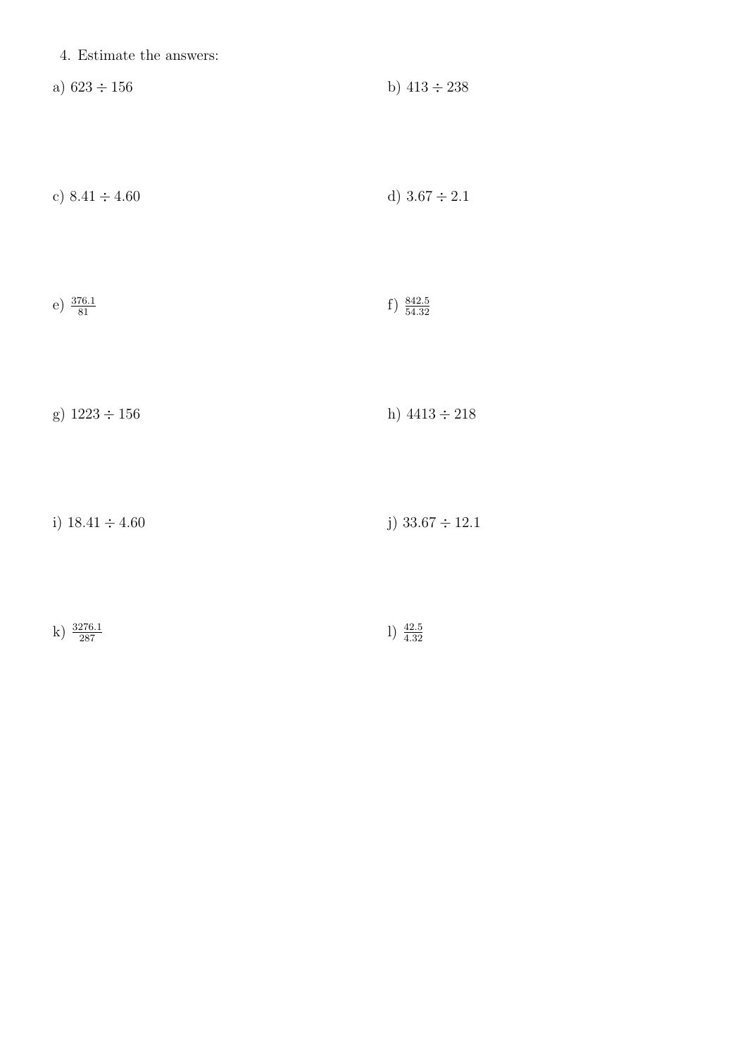4. Estimate the answers:

a) $623 \div 156$

b) $413 \div 238$

c) $8.41 \div 4.60$

d) $3.67 \div 2.1$

e) $\frac{376.1}{81}$

f) $\frac{842.5}{54.32}$

g) $1223 \div 156$

h) $4413 \div 218$

i) $18.41 \div 4.60$

j) $33.67 \div 12.1$

k) $\frac{3276.1}{287}$

l) $\frac{42.5}{4.32}$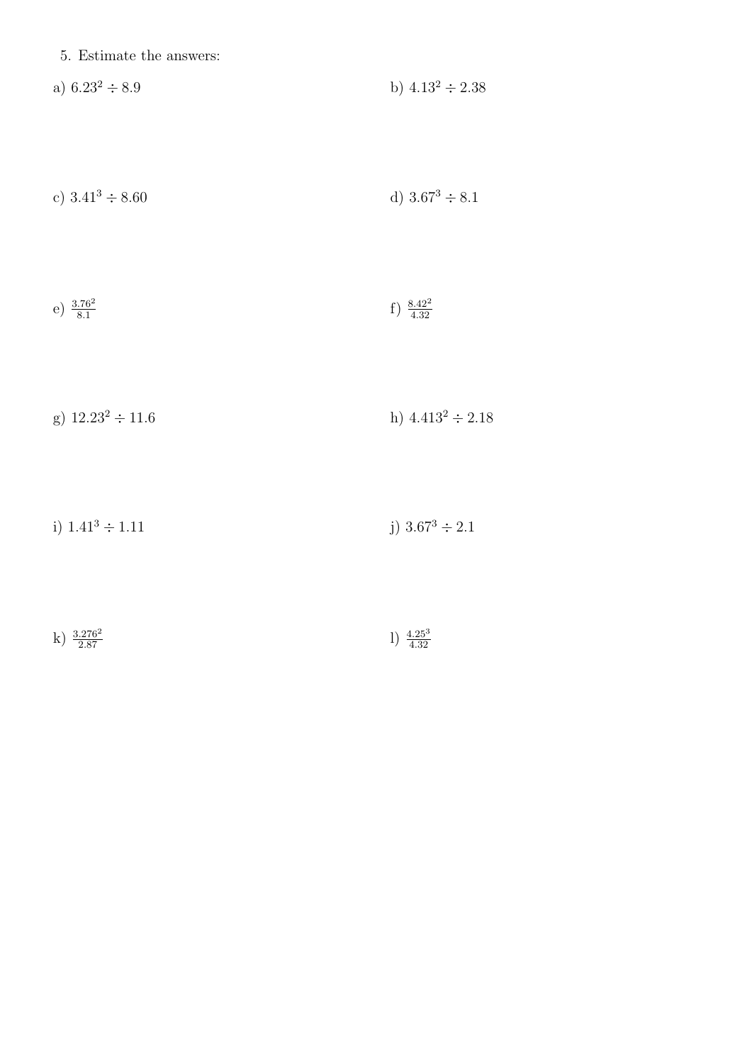5. Estimate the answers:

a) $6.23^2 \div 8.9$

b) $4.13^2 \div 2.38$

c) $3.41^3 \div 8.60$

d) $3.67^3 \div 8.1$

e) $\frac{3.76^2}{8.1}$

f) $\frac{8.42^2}{4.32}$

g) $12.23^2 \div 11.6$

h) $4.413^2 \div 2.18$

i) $1.41^3 \div 1.11$

j) $3.67^3 \div 2.1$

k) $\frac{3.276^2}{2.87}$

l) $\frac{4.25^3}{4.32}$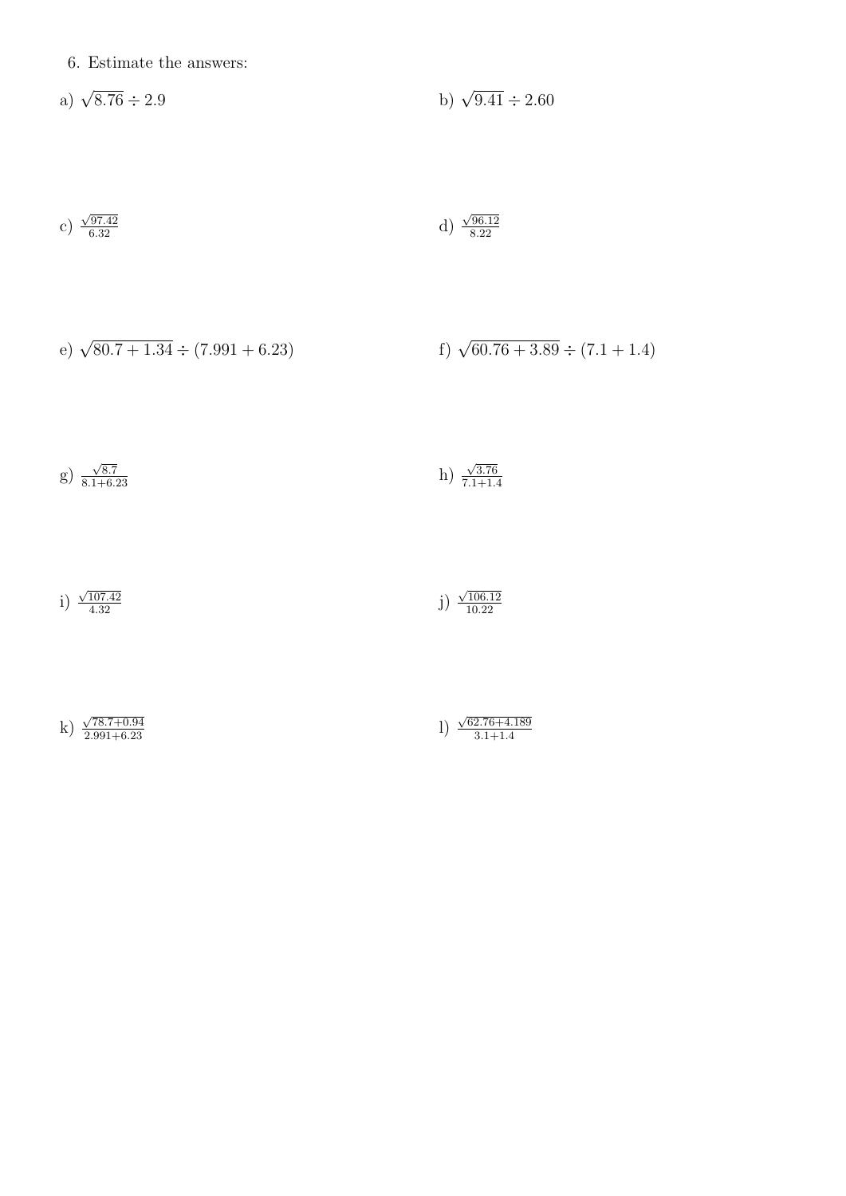6. Estimate the answers:

a) $\sqrt{8.76} \div 2.9$

b) $\sqrt{9.41} \div 2.60$

c) $\frac{\sqrt{97.42}}{6.32}$

d) $\frac{\sqrt{96.12}}{8.22}$

e) $\sqrt{80.7 + 1.34} \div (7.991 + 6.23)$

f) $\sqrt{60.76 + 3.89} \div (7.1 + 1.4)$

g) $\frac{\sqrt{8.7}}{8.1+6.23}$

h) $\frac{\sqrt{3.76}}{7.1+1.4}$

i) $\frac{\sqrt{107.42}}{4.32}$

j) $\frac{\sqrt{106.12}}{10.22}$

k) $\frac{\sqrt{78.7+0.94}}{2.991+6.23}$

l) $\frac{\sqrt{62.76+4.189}}{3.1+1.4}$